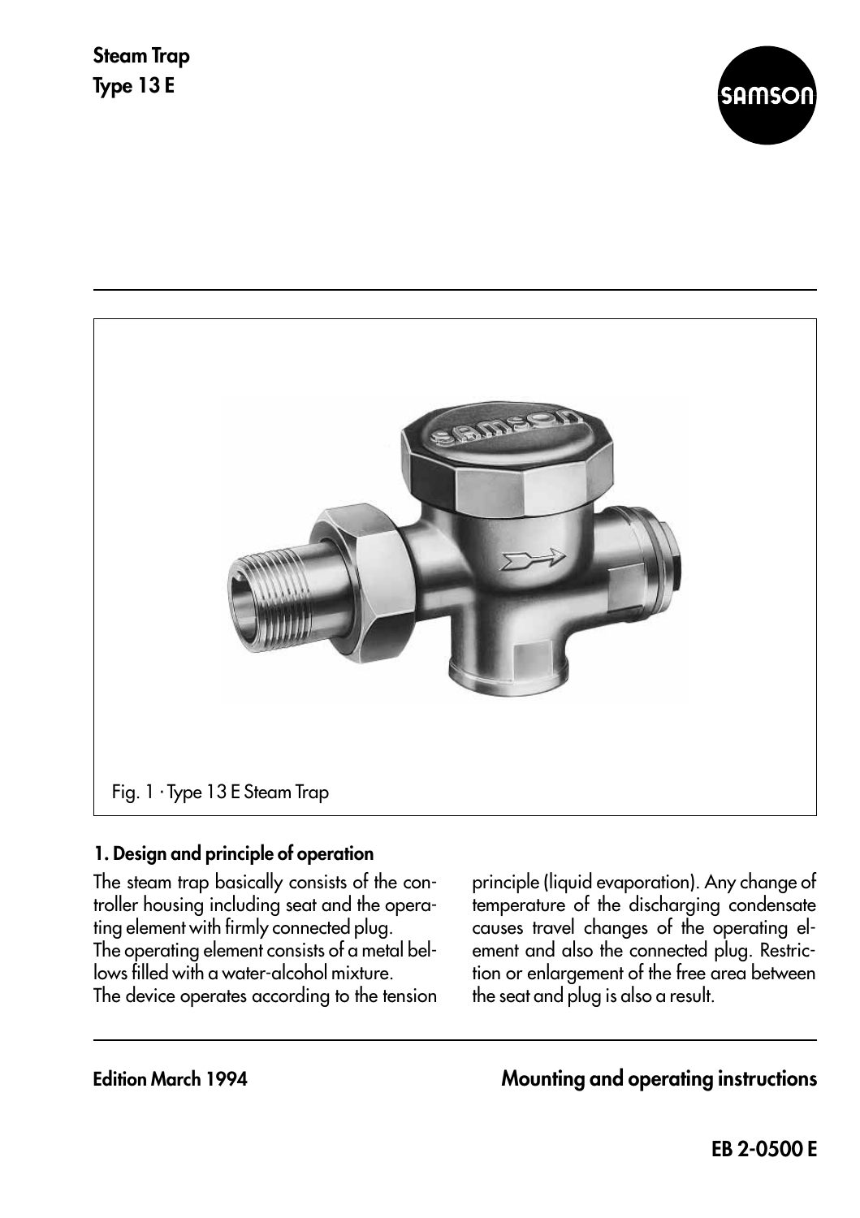# Steam Trap
# Type 13 E

Fig. 1 · Type 13 E Steam Trap

## 1. Design and principle of operation

The steam trap basically consists of the controller housing including seat and the operating element with firmly connected plug.
The operating element consists of a metal bellows filled with a water-alcohol mixture.
The device operates according to the tension principle (liquid evaporation). Any change of temperature of the discharging condensate causes travel changes of the operating element and also the connected plug. Restriction or enlargement of the free area between the seat and plug is also a result.

Edition March 1994

**Mounting and operating instructions**

**EB 2-0500 E**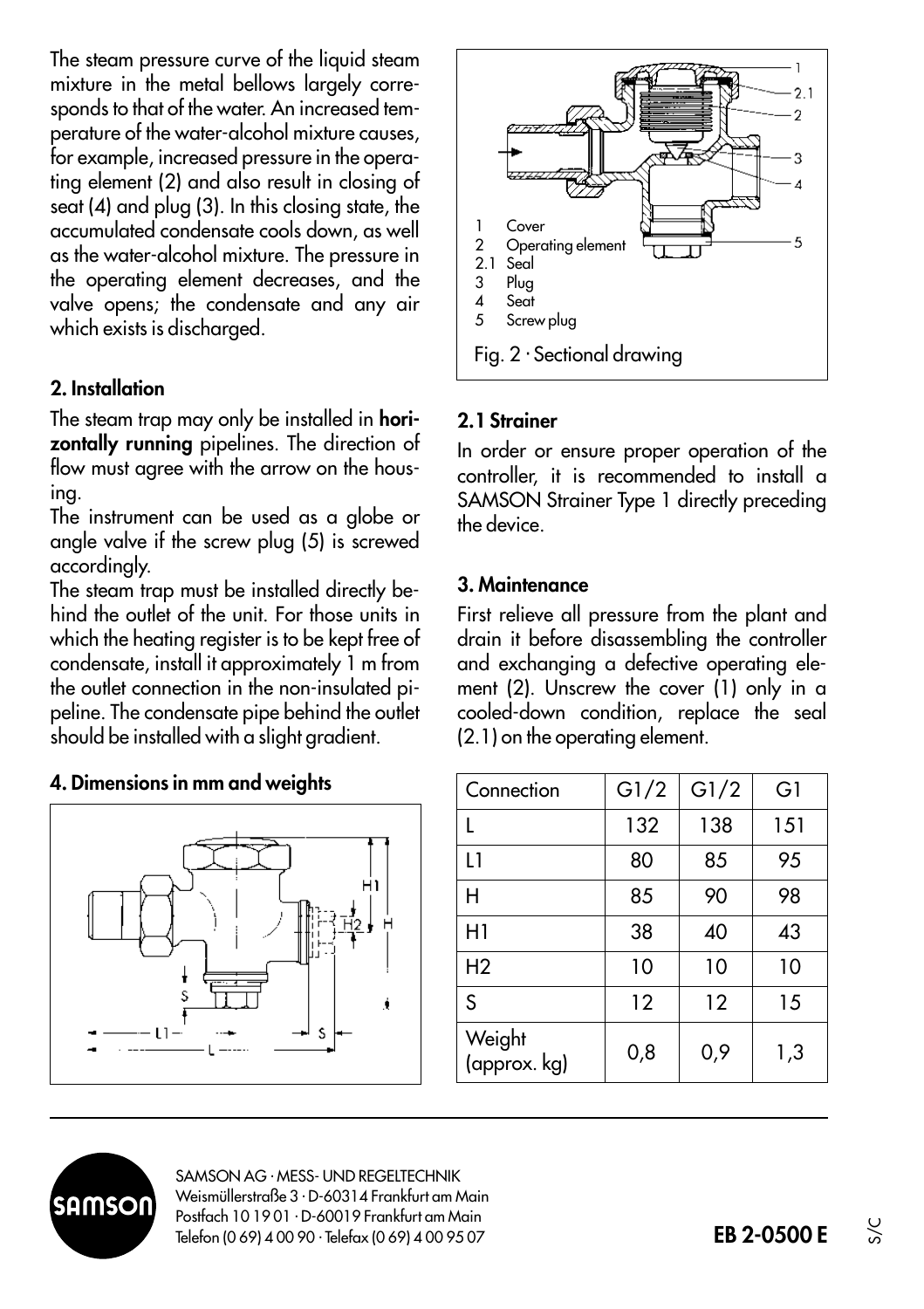The steam pressure curve of the liquid steam mixture in the metal bellows largely corresponds to that of the water. An increased temperature of the water-alcohol mixture causes, for example, increased pressure in the operating element (2) and also result in closing of seat (4) and plug (3). In this closing state, the accumulated condensate cools down, as well as the water-alcohol mixture. The pressure in the operating element decreases, and the valve opens; the condensate and any air which exists is discharged.

1 Cover
2 Operating element
2.1 Seal
3 Plug
4 Seat
5 Screw plug

Fig. 2 · Sectional drawing

## 2. Installation

The steam trap may only be installed in **horizontally running** pipelines. The direction of flow must agree with the arrow on the housing.

The instrument can be used as a globe or angle valve if the screw plug (5) is screwed accordingly.

The steam trap must be installed directly behind the outlet of the unit. For those units in which the heating register is to be kept free of condensate, install it approximately 1 m from the outlet connection in the non-insulated pipeline. The condensate pipe behind the outlet should be installed with a slight gradient.

## 2.1 Strainer

In order or ensure proper operation of the controller, it is recommended to install a SAMSON Strainer Type 1 directly preceding the device.

## 3. Maintenance

First relieve all pressure from the plant and drain it before disassembling the controller and exchanging a defective operating element (2). Unscrew the cover (1) only in a cooled-down condition, replace the seal (2.1) on the operating element.

## 4. Dimensions in mm and weights

H1
H2
H
S
L1
S
L

| Connection | G1/2 | G1/2 | G1 |
|---|---|---|---|
| L | 132 | 138 | 151 |
| L1 | 80 | 85 | 95 |
| H | 85 | 90 | 98 |
| H1 | 38 | 40 | 43 |
| H2 | 10 | 10 | 10 |
| S | 12 | 12 | 15 |
| Weight (approx. kg) | 0,8 | 0,9 | 1,3 |

SAMSON AG · MESS- UND REGELTECHNIK
Weismüllerstraße 3 · D-60314 Frankfurt am Main
Postfach 10 19 01 · D-60019 Frankfurt am Main
Telefon (0 69) 4 00 90 · Telefax (0 69) 4 00 95 07

EB 2-0500 E